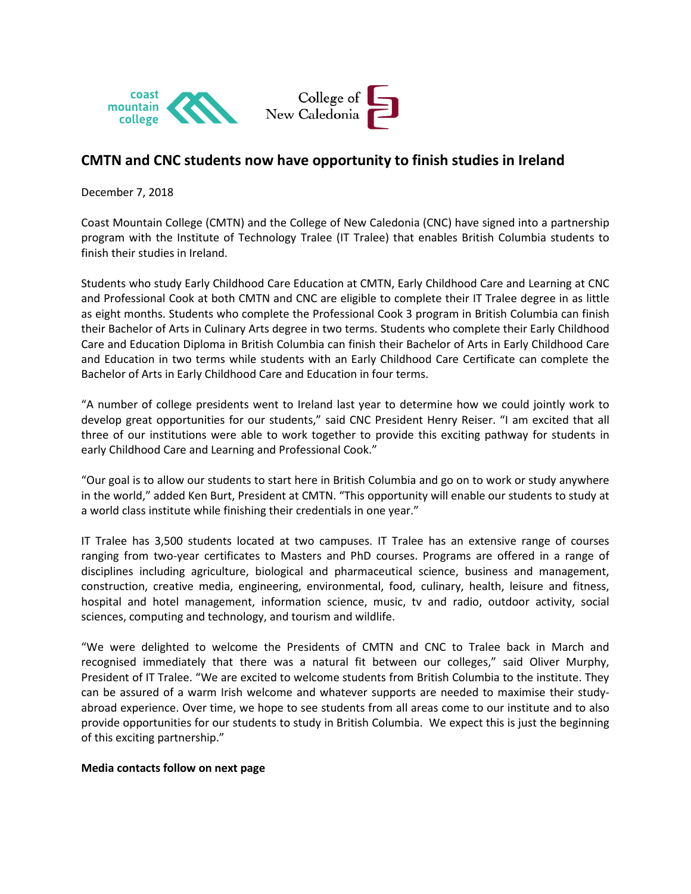coast mountain college

College of New Caledonia

## CMTN and CNC students now have opportunity to finish studies in Ireland

December 7, 2018

Coast Mountain College (CMTN) and the College of New Caledonia (CNC) have signed into a partnership program with the Institute of Technology Tralee (IT Tralee) that enables British Columbia students to finish their studies in Ireland.

Students who study Early Childhood Care Education at CMTN, Early Childhood Care and Learning at CNC and Professional Cook at both CMTN and CNC are eligible to complete their IT Tralee degree in as little as eight months. Students who complete the Professional Cook 3 program in British Columbia can finish their Bachelor of Arts in Culinary Arts degree in two terms. Students who complete their Early Childhood Care and Education Diploma in British Columbia can finish their Bachelor of Arts in Early Childhood Care and Education in two terms while students with an Early Childhood Care Certificate can complete the Bachelor of Arts in Early Childhood Care and Education in four terms.

"A number of college presidents went to Ireland last year to determine how we could jointly work to develop great opportunities for our students," said CNC President Henry Reiser. "I am excited that all three of our institutions were able to work together to provide this exciting pathway for students in early Childhood Care and Learning and Professional Cook."

"Our goal is to allow our students to start here in British Columbia and go on to work or study anywhere in the world," added Ken Burt, President at CMTN. "This opportunity will enable our students to study at a world class institute while finishing their credentials in one year."

IT Tralee has 3,500 students located at two campuses. IT Tralee has an extensive range of courses ranging from two-year certificates to Masters and PhD courses. Programs are offered in a range of disciplines including agriculture, biological and pharmaceutical science, business and management, construction, creative media, engineering, environmental, food, culinary, health, leisure and fitness, hospital and hotel management, information science, music, tv and radio, outdoor activity, social sciences, computing and technology, and tourism and wildlife.

"We were delighted to welcome the Presidents of CMTN and CNC to Tralee back in March and recognised immediately that there was a natural fit between our colleges," said Oliver Murphy, President of IT Tralee. "We are excited to welcome students from British Columbia to the institute. They can be assured of a warm Irish welcome and whatever supports are needed to maximise their study-abroad experience. Over time, we hope to see students from all areas come to our institute and to also provide opportunities for our students to study in British Columbia. We expect this is just the beginning of this exciting partnership."

**Media contacts follow on next page**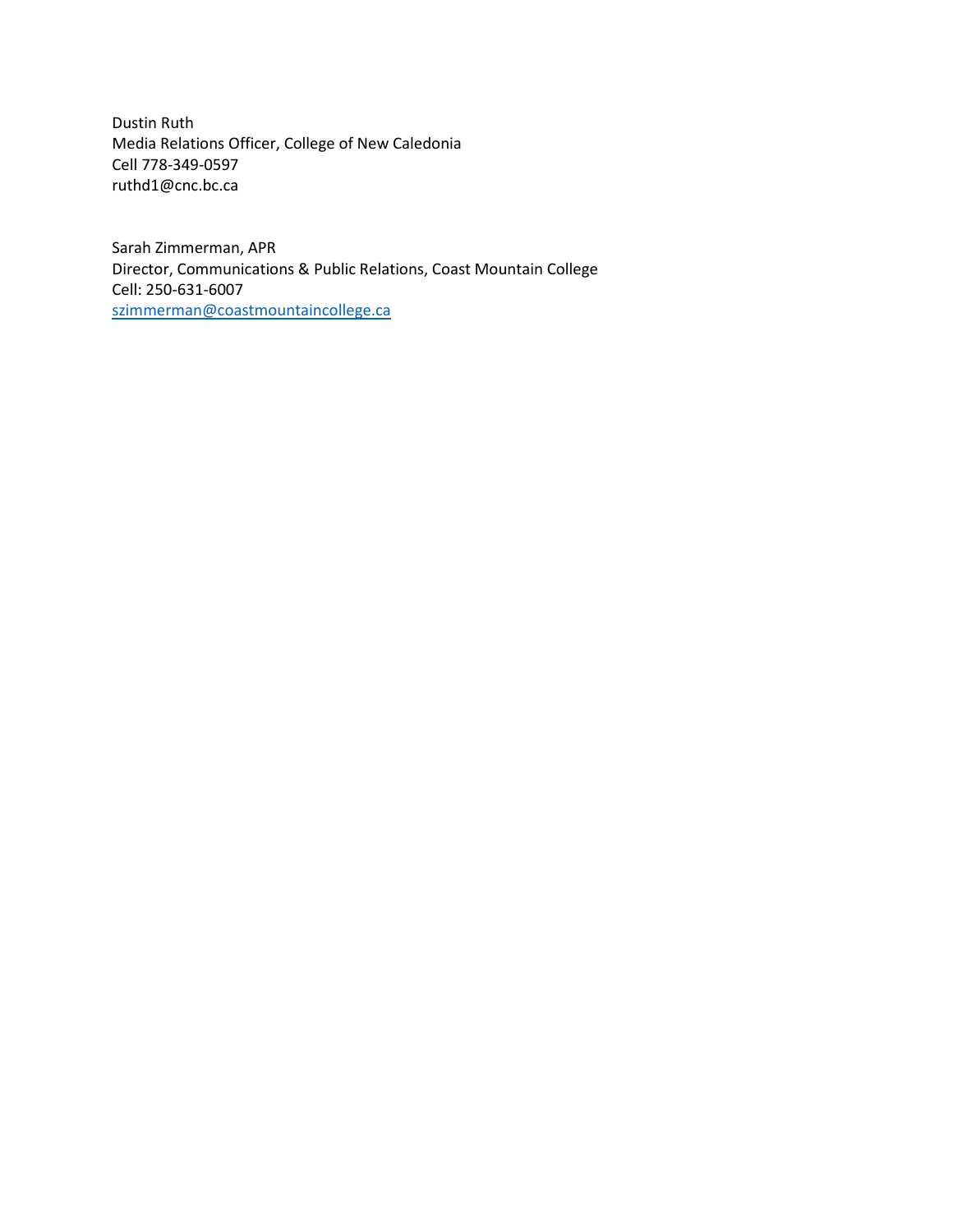Dustin Ruth
Media Relations Officer, College of New Caledonia
Cell 778-349-0597
ruthd1@cnc.bc.ca

Sarah Zimmerman, APR
Director, Communications & Public Relations, Coast Mountain College
Cell: 250-631-6007
szimmerman@coastmountaincollege.ca